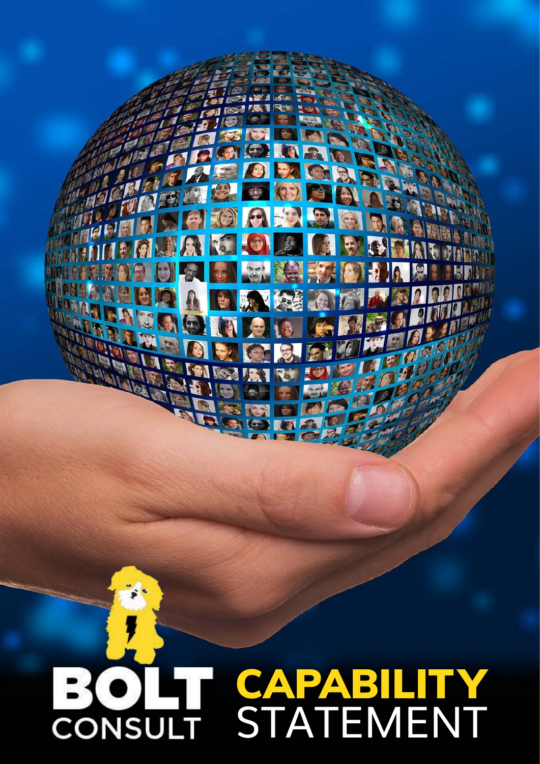# BOLT CONSULT

# CAPABILITY STATEMENT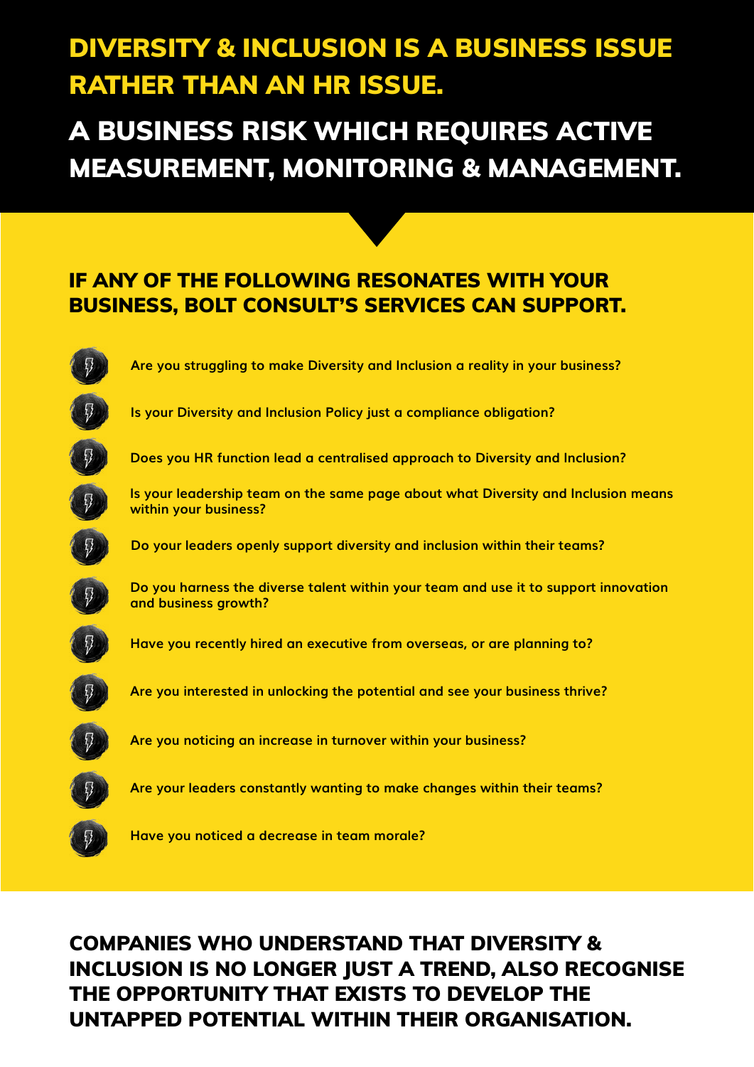# DIVERSITY & INCLUSION IS A BUSINESS ISSUE RATHER THAN AN HR ISSUE.

# A BUSINESS RISK WHICH REQUIRES ACTIVE MEASUREMENT, MONITORING & MANAGEMENT.

## IF ANY OF THE FOLLOWING RESONATES WITH YOUR BUSINESS, BOLT CONSULT'S SERVICES CAN SUPPORT.

- **Are you struggling to make Diversity and Inclusion a reality in your business?**
- **Is your Diversity and Inclusion Policy just a compliance obligation?**
- **Does you HR function lead a centralised approach to Diversity and Inclusion?**
- **Is your leadership team on the same page about what Diversity and Inclusion means within your business?**
- **Do your leaders openly support diversity and inclusion within their teams?**
- **Do you harness the diverse talent within your team and use it to support innovation and business growth?**
- **Have you recently hired an executive from overseas, or are planning to?**
- **Are you interested in unlocking the potential and see your business thrive?**
- **Are you noticing an increase in turnover within your business?**
- **Are your leaders constantly wanting to make changes within their teams?**
- **Have you noticed a decrease in team morale?**

## COMPANIES WHO UNDERSTAND THAT DIVERSITY & INCLUSION IS NO LONGER JUST A TREND, ALSO RECOGNISE THE OPPORTUNITY THAT EXISTS TO DEVELOP THE UNTAPPED POTENTIAL WITHIN THEIR ORGANISATION.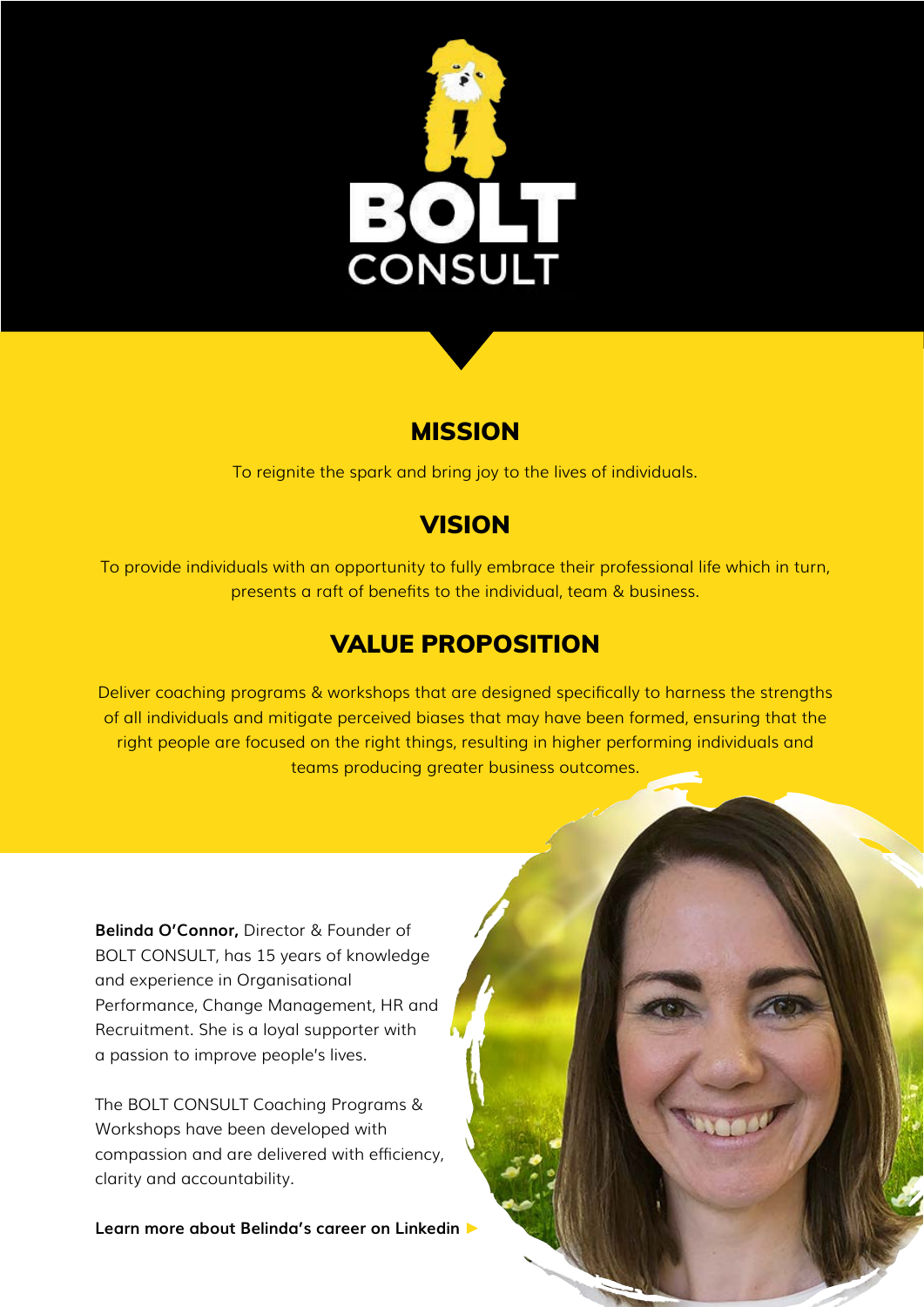BOLT CONSULT

## MISSION

To reignite the spark and bring joy to the lives of individuals.

## VISION

To provide individuals with an opportunity to fully embrace their professional life which in turn, presents a raft of benefits to the individual, team & business.

## VALUE PROPOSITION

Deliver coaching programs & workshops that are designed specifically to harness the strengths of all individuals and mitigate perceived biases that may have been formed, ensuring that the right people are focused on the right things, resulting in higher performing individuals and teams producing greater business outcomes.

**Belinda O'Connor,** Director & Founder of BOLT CONSULT, has 15 years of knowledge and experience in Organisational Performance, Change Management, HR and Recruitment. She is a loyal supporter with a passion to improve people's lives.

The BOLT CONSULT Coaching Programs & Workshops have been developed with compassion and are delivered with efficiency, clarity and accountability.

**Learn more about Belinda's career on Linkedin ▶**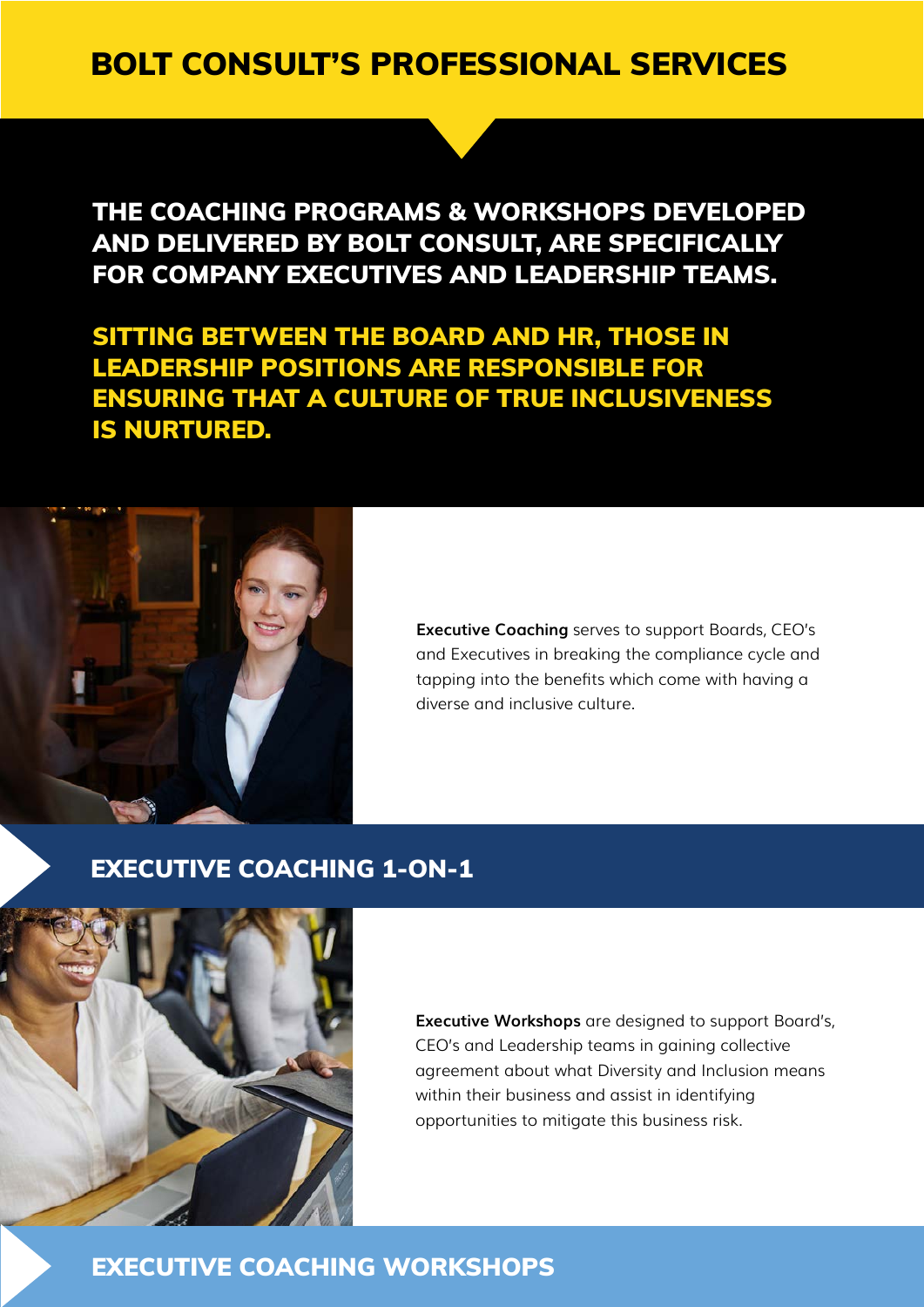# BOLT CONSULT'S PROFESSIONAL SERVICES

**THE COACHING PROGRAMS & WORKSHOPS DEVELOPED AND DELIVERED BY BOLT CONSULT, ARE SPECIFICALLY FOR COMPANY EXECUTIVES AND LEADERSHIP TEAMS.**

**SITTING BETWEEN THE BOARD AND HR, THOSE IN LEADERSHIP POSITIONS ARE RESPONSIBLE FOR ENSURING THAT A CULTURE OF TRUE INCLUSIVENESS IS NURTURED.**

**Executive Coaching** serves to support Boards, CEO's and Executives in breaking the compliance cycle and tapping into the benefits which come with having a diverse and inclusive culture.

## EXECUTIVE COACHING 1-ON-1

**Executive Workshops** are designed to support Board's, CEO's and Leadership teams in gaining collective agreement about what Diversity and Inclusion means within their business and assist in identifying opportunities to mitigate this business risk.

## EXECUTIVE COACHING WORKSHOPS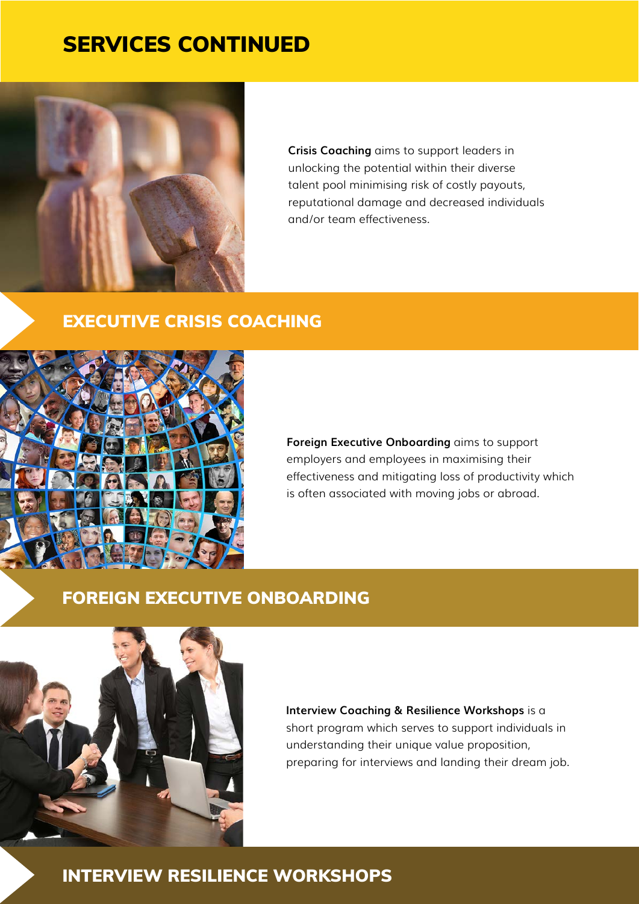# SERVICES CONTINUED

**Crisis Coaching** aims to support leaders in unlocking the potential within their diverse talent pool minimising risk of costly payouts, reputational damage and decreased individuals and/or team effectiveness.

## EXECUTIVE CRISIS COACHING

**Foreign Executive Onboarding** aims to support employers and employees in maximising their effectiveness and mitigating loss of productivity which is often associated with moving jobs or abroad.

## FOREIGN EXECUTIVE ONBOARDING

**Interview Coaching & Resilience Workshops** is a short program which serves to support individuals in understanding their unique value proposition, preparing for interviews and landing their dream job.

## INTERVIEW RESILIENCE WORKSHOPS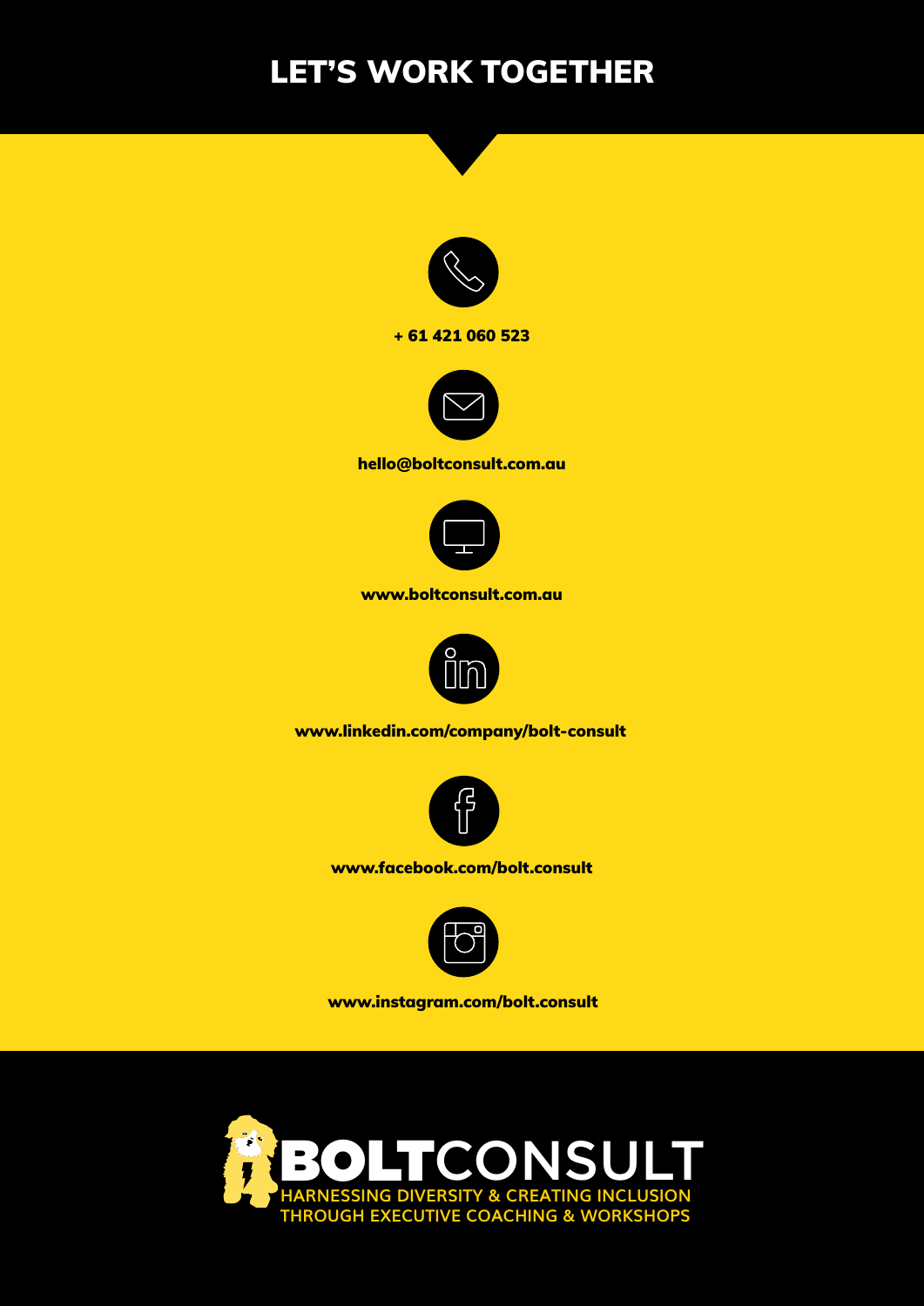# LET'S WORK TOGETHER

+ 61 421 060 523

hello@boltconsult.com.au

www.boltconsult.com.au

www.linkedin.com/company/bolt-consult

www.facebook.com/bolt.consult

www.instagram.com/bolt.consult

**BOLT**CONSULT

HARNESSING DIVERSITY & CREATING INCLUSION THROUGH EXECUTIVE COACHING & WORKSHOPS